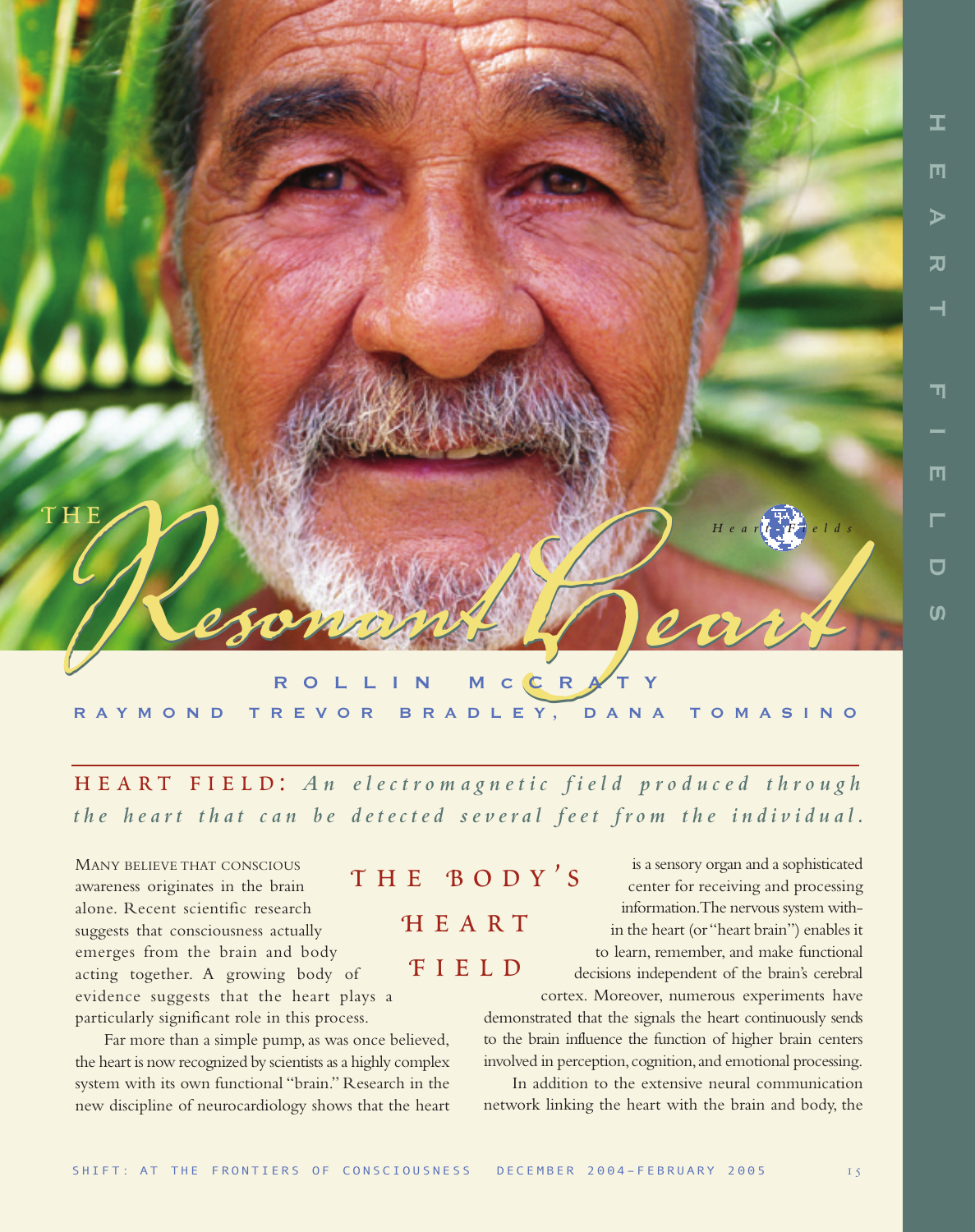# THE Resonant Heart

ROLLIN McCRATY

RAYMOND TREVOR BRADLEY, DANA TOMASINO

**HEART FIELD:** *An electromagnetic field produced through the heart that can be detected several feet from the individual.*

## THE BODY'S HEART FIELD

MANY BELIEVE THAT CONSCIOUS awareness originates in the brain alone. Recent scientific research suggests that consciousness actually emerges from the brain and body acting together. A growing body of evidence suggests that the heart plays a particularly significant role in this process.

Far more than a simple pump, as was once believed, the heart is now recognized by scientists as a highly complex system with its own functional "brain." Research in the new discipline of neurocardiology shows that the heart is a sensory organ and a sophisticated center for receiving and processing information. The nervous system within the heart (or "heart brain") enables it to learn, remember, and make functional decisions independent of the brain's cerebral cortex. Moreover, numerous experiments have demonstrated that the signals the heart continuously sends to the brain influence the function of higher brain centers involved in perception, cognition, and emotional processing.

In addition to the extensive neural communication network linking the heart with the brain and body, the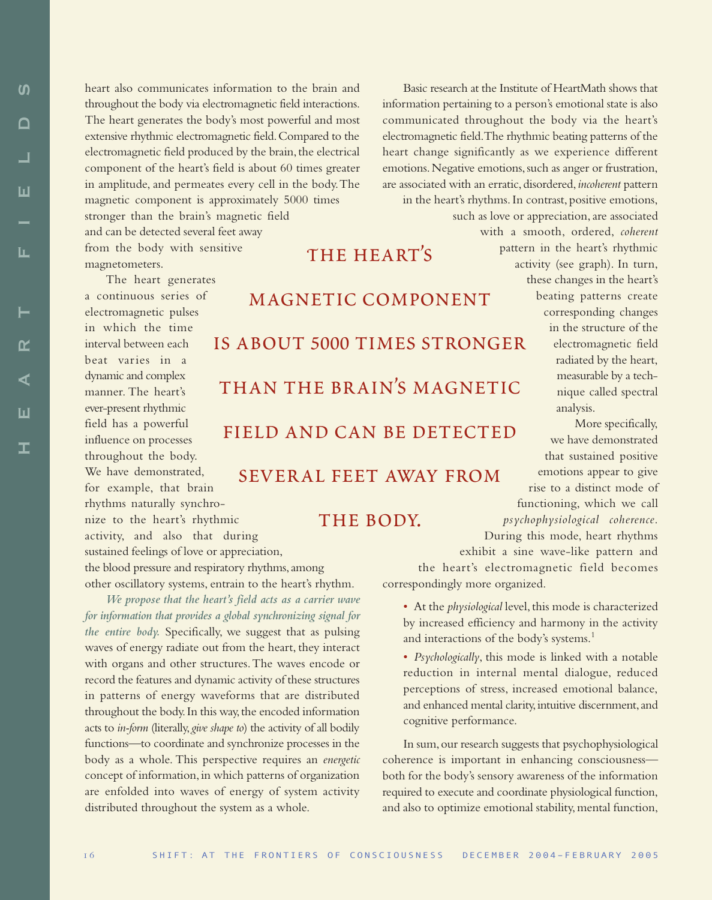heart also communicates information to the brain and throughout the body via electromagnetic field interactions. The heart generates the body's most powerful and most extensive rhythmic electromagnetic field. Compared to the electromagnetic field produced by the brain, the electrical component of the heart's field is about 60 times greater in amplitude, and permeates every cell in the body. The magnetic component is approximately 5000 times stronger than the brain's magnetic field and can be detected several feet away from the body with sensitive magnetometers.

The heart generates a continuous series of electromagnetic pulses in which the time interval between each beat varies in a dynamic and complex manner. The heart's ever-present rhythmic field has a powerful influence on processes throughout the body. We have demonstrated, for example, that brain rhythms naturally synchronize to the heart's rhythmic activity, and also that during sustained feelings of love or appreciation, the blood pressure and respiratory rhythms, among other oscillatory systems, entrain to the heart's rhythm.

*We propose that the heart's field acts as a carrier wave for information that provides a global synchronizing signal for the entire body.* Specifically, we suggest that as pulsing waves of energy radiate out from the heart, they interact with organs and other structures. The waves encode or record the features and dynamic activity of these structures in patterns of energy waveforms that are distributed throughout the body. In this way, the encoded information acts to *in-form* (literally, *give shape to*) the activity of all bodily functions—to coordinate and synchronize processes in the body as a whole. This perspective requires an *energetic* concept of information, in which patterns of organization are enfolded into waves of energy of system activity distributed throughout the system as a whole.

> THE HEART'S MAGNETIC COMPONENT IS ABOUT 5000 TIMES STRONGER THAN THE BRAIN'S MAGNETIC FIELD AND CAN BE DETECTED SEVERAL FEET AWAY FROM THE BODY.

Basic research at the Institute of HeartMath shows that information pertaining to a person's emotional state is also communicated throughout the body via the heart's electromagnetic field. The rhythmic beating patterns of the heart change significantly as we experience different emotions. Negative emotions, such as anger or frustration, are associated with an erratic, disordered, *incoherent* pattern in the heart's rhythms. In contrast, positive emotions, such as love or appreciation, are associated with a smooth, ordered, *coherent* pattern in the heart's rhythmic activity (see graph). In turn, these changes in the heart's beating patterns create corresponding changes in the structure of the electromagnetic field radiated by the heart, measurable by a technique called spectral analysis.

More specifically, we have demonstrated that sustained positive emotions appear to give rise to a distinct mode of functioning, which we call *psychophysiological coherence*. During this mode, heart rhythms exhibit a sine wave-like pattern and the heart's electromagnetic field becomes correspondingly more organized.

- At the *physiological* level, this mode is characterized by increased efficiency and harmony in the activity and interactions of the body's systems.[1]
- *Psychologically*, this mode is linked with a notable reduction in internal mental dialogue, reduced perceptions of stress, increased emotional balance, and enhanced mental clarity, intuitive discernment, and cognitive performance.

In sum, our research suggests that psychophysiological coherence is important in enhancing consciousness—both for the body's sensory awareness of the information required to execute and coordinate physiological function, and also to optimize emotional stability, mental function,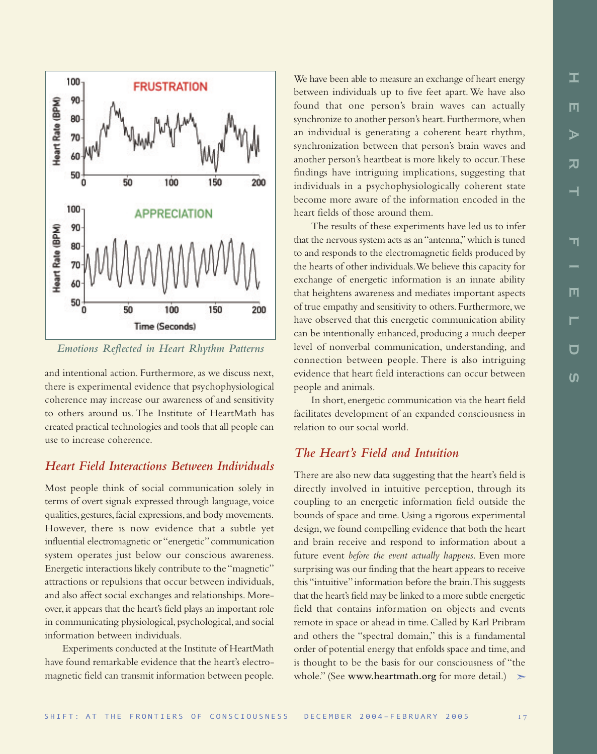FRUSTRATION

Heart Rate (BPM)

100
90
80
70
60
50

0 50 100 150 200

APPRECIATION

Heart Rate (BPM)

100
90
80
70
60
50

0 50 100 150 200

Time (Seconds)

*Emotions Reflected in Heart Rhythm Patterns*

and intentional action. Furthermore, as we discuss next, there is experimental evidence that psychophysiological coherence may increase our awareness of and sensitivity to others around us. The Institute of HeartMath has created practical technologies and tools that all people can use to increase coherence.

## *Heart Field Interactions Between Individuals*

Most people think of social communication solely in terms of overt signals expressed through language, voice qualities, gestures, facial expressions, and body movements. However, there is now evidence that a subtle yet influential electromagnetic or "energetic" communication system operates just below our conscious awareness. Energetic interactions likely contribute to the "magnetic" attractions or repulsions that occur between individuals, and also affect social exchanges and relationships. Moreover, it appears that the heart's field plays an important role in communicating physiological, psychological, and social information between individuals.

Experiments conducted at the Institute of HeartMath have found remarkable evidence that the heart's electromagnetic field can transmit information between people. We have been able to measure an exchange of heart energy between individuals up to five feet apart. We have also found that one person's brain waves can actually synchronize to another person's heart. Furthermore, when an individual is generating a coherent heart rhythm, synchronization between that person's brain waves and another person's heartbeat is more likely to occur. These findings have intriguing implications, suggesting that individuals in a psychophysiologically coherent state become more aware of the information encoded in the heart fields of those around them.

The results of these experiments have led us to infer that the nervous system acts as an "antenna," which is tuned to and responds to the electromagnetic fields produced by the hearts of other individuals. We believe this capacity for exchange of energetic information is an innate ability that heightens awareness and mediates important aspects of true empathy and sensitivity to others. Furthermore, we have observed that this energetic communication ability can be intentionally enhanced, producing a much deeper level of nonverbal communication, understanding, and connection between people. There is also intriguing evidence that heart field interactions can occur between people and animals.

In short, energetic communication via the heart field facilitates development of an expanded consciousness in relation to our social world.

## *The Heart's Field and Intuition*

There are also new data suggesting that the heart's field is directly involved in intuitive perception, through its coupling to an energetic information field outside the bounds of space and time. Using a rigorous experimental design, we found compelling evidence that both the heart and brain receive and respond to information about a future event *before the event actually happens*. Even more surprising was our finding that the heart appears to receive this "intuitive" information before the brain. This suggests that the heart's field may be linked to a more subtle energetic field that contains information on objects and events remote in space or ahead in time. Called by Karl Pribram and others the "spectral domain," this is a fundamental order of potential energy that enfolds space and time, and is thought to be the basis for our consciousness of "the whole." (See **www.heartmath.org** for more detail.) ➢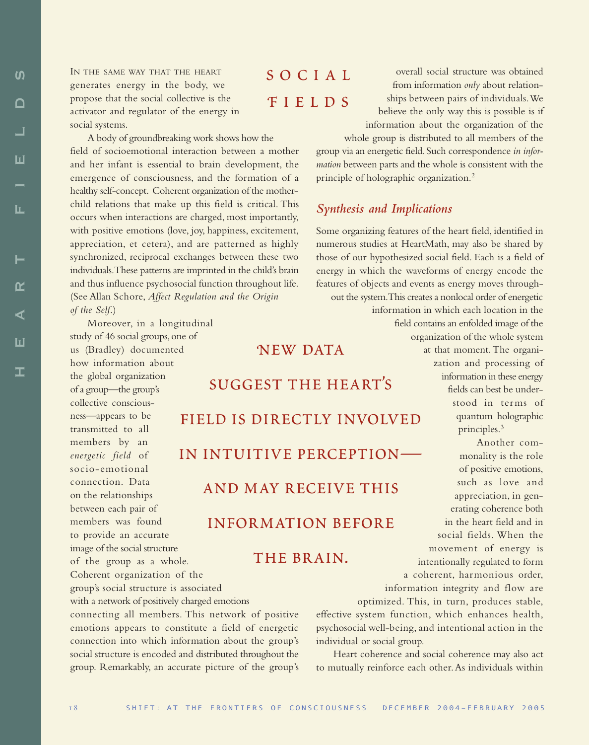## SOCIAL FIELDS

In the same way that the heart generates energy in the body, we propose that the social collective is the activator and regulator of the energy in social systems.

A body of groundbreaking work shows how the field of socioemotional interaction between a mother and her infant is essential to brain development, the emergence of consciousness, and the formation of a healthy self-concept. Coherent organization of the mother-child relations that make up this field is critical. This occurs when interactions are charged, most importantly, with positive emotions (love, joy, happiness, excitement, appreciation, et cetera), and are patterned as highly synchronized, reciprocal exchanges between these two individuals. These patterns are imprinted in the child's brain and thus influence psychosocial function throughout life. (See Allan Schore, *Affect Regulation and the Origin of the Self*.)

Moreover, in a longitudinal study of 46 social groups, one of us (Bradley) documented how information about the global organization of a group—the group's collective consciousness—appears to be transmitted to all members by an *energetic field* of socio-emotional connection. Data on the relationships between each pair of members was found to provide an accurate image of the social structure of the group as a whole. Coherent organization of the group's social structure is associated with a network of positively charged emotions connecting all members. This network of positive emotions appears to constitute a field of energetic connection into which information about the group's social structure is encoded and distributed throughout the group. Remarkably, an accurate picture of the group's overall social structure was obtained from information *only* about relationships between pairs of individuals. We believe the only way this is possible is if information about the organization of the whole group is distributed to all members of the group via an energetic field. Such correspondence *in information* between parts and the whole is consistent with the principle of holographic organization.[2]

> NEW DATA SUGGEST THE HEART'S FIELD IS DIRECTLY INVOLVED IN INTUITIVE PERCEPTION—AND MAY RECEIVE THIS INFORMATION BEFORE THE BRAIN.

### *Synthesis and Implications*

Some organizing features of the heart field, identified in numerous studies at HeartMath, may also be shared by those of our hypothesized social field. Each is a field of energy in which the waveforms of energy encode the features of objects and events as energy moves throughout the system. This creates a nonlocal order of energetic information in which each location in the field contains an enfolded image of the organization of the whole system at that moment. The organization and processing of information in these energy fields can best be understood in terms of quantum holographic principles.[3]

Another commonality is the role of positive emotions, such as love and appreciation, in generating coherence both in the heart field and in social fields. When the movement of energy is intentionally regulated to form a coherent, harmonious order, information integrity and flow are optimized. This, in turn, produces stable, effective system function, which enhances health, psychosocial well-being, and intentional action in the individual or social group.

Heart coherence and social coherence may also act to mutually reinforce each other. As individuals within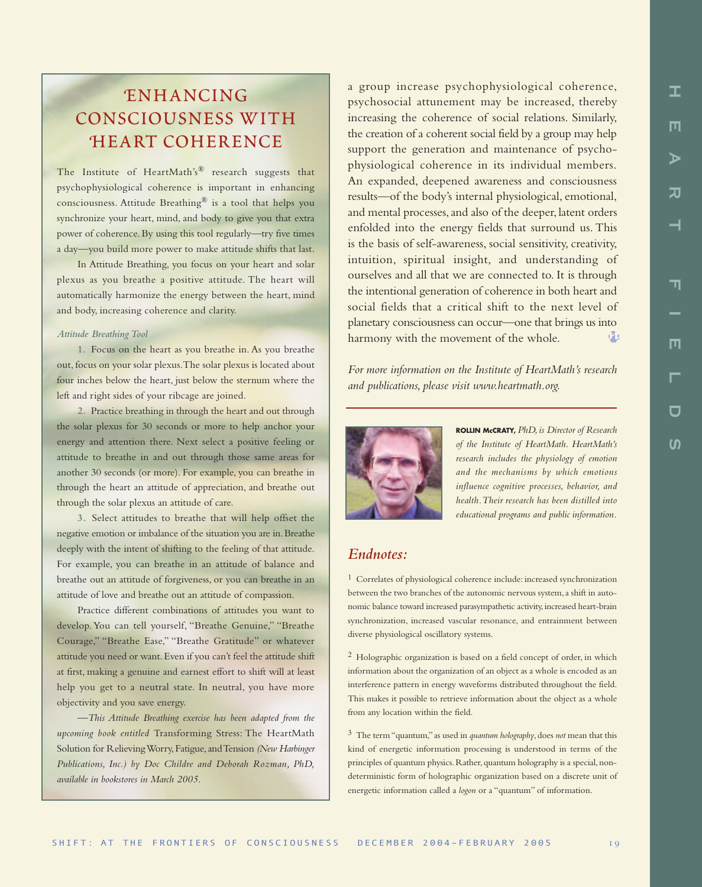## Enhancing Consciousness with Heart Coherence

The Institute of HeartMath's® research suggests that psychophysiological coherence is important in enhancing consciousness. Attitude Breathing® is a tool that helps you synchronize your heart, mind, and body to give you that extra power of coherence. By using this tool regularly—try five times a day—you build more power to make attitude shifts that last.

In Attitude Breathing, you focus on your heart and solar plexus as you breathe a positive attitude. The heart will automatically harmonize the energy between the heart, mind and body, increasing coherence and clarity.

*Attitude Breathing Tool*

1. Focus on the heart as you breathe in. As you breathe out, focus on your solar plexus. The solar plexus is located about four inches below the heart, just below the sternum where the left and right sides of your ribcage are joined.

2. Practice breathing in through the heart and out through the solar plexus for 30 seconds or more to help anchor your energy and attention there. Next select a positive feeling or attitude to breathe in and out through those same areas for another 30 seconds (or more). For example, you can breathe in through the heart an attitude of appreciation, and breathe out through the solar plexus an attitude of care.

3. Select attitudes to breathe that will help offset the negative emotion or imbalance of the situation you are in. Breathe deeply with the intent of shifting to the feeling of that attitude. For example, you can breathe in an attitude of balance and breathe out an attitude of forgiveness, or you can breathe in an attitude of love and breathe out an attitude of compassion.

Practice different combinations of attitudes you want to develop. You can tell yourself, "Breathe Genuine," "Breathe Courage," "Breathe Ease," "Breathe Gratitude" or whatever attitude you need or want. Even if you can't feel the attitude shift at first, making a genuine and earnest effort to shift will at least help you get to a neutral state. In neutral, you have more objectivity and you save energy.

*—This Attitude Breathing exercise has been adapted from the upcoming book entitled* Transforming Stress: The HeartMath Solution for Relieving Worry, Fatigue, and Tension *(New Harbinger Publications, Inc.) by Doc Childre and Deborah Rozman, PhD, available in bookstores in March 2005.*

a group increase psychophysiological coherence, psychosocial attunement may be increased, thereby increasing the coherence of social relations. Similarly, the creation of a coherent social field by a group may help support the generation and maintenance of psychophysiological coherence in its individual members. An expanded, deepened awareness and consciousness results—of the body's internal physiological, emotional, and mental processes, and also of the deeper, latent orders enfolded into the energy fields that surround us. This is the basis of self-awareness, social sensitivity, creativity, intuition, spiritual insight, and understanding of ourselves and all that we are connected to. It is through the intentional generation of coherence in both heart and social fields that a critical shift to the next level of planetary consciousness can occur—one that brings us into harmony with the movement of the whole.

*For more information on the Institute of HeartMath's research and publications, please visit www.heartmath.org.*

---

**ROLLIN McCRATY,** *PhD, is Director of Research of the Institute of HeartMath. HeartMath's research includes the physiology of emotion and the mechanisms by which emotions influence cognitive processes, behavior, and health. Their research has been distilled into educational programs and public information.*

## *Endnotes:*

[1] Correlates of physiological coherence include: increased synchronization between the two branches of the autonomic nervous system, a shift in autonomic balance toward increased parasympathetic activity, increased heart-brain synchronization, increased vascular resonance, and entrainment between diverse physiological oscillatory systems.

[2] Holographic organization is based on a field concept of order, in which information about the organization of an object as a whole is encoded as an interference pattern in energy waveforms distributed throughout the field. This makes it possible to retrieve information about the object as a whole from any location within the field.

[3] The term "quantum," as used in *quantum holography*, does *not* mean that this kind of energetic information processing is understood in terms of the principles of quantum physics. Rather, quantum holography is a special, nondeterministic form of holographic organization based on a discrete unit of energetic information called a *logon* or a "quantum" of information.